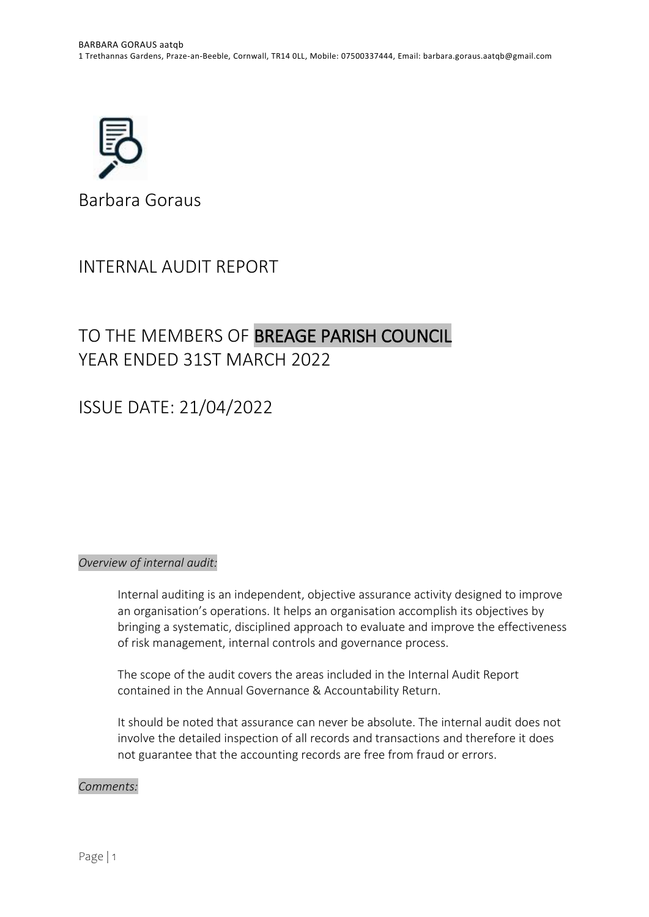Barbara Goraus

# INTERNAL AUDIT REPORT

# TO THE MEMBERS OF BREAGE PARISH COUNCIL
# YEAR ENDED 31ST MARCH 2022

# ISSUE DATE: 21/04/2022

*Overview of internal audit:*

Internal auditing is an independent, objective assurance activity designed to improve an organisation's operations. It helps an organisation accomplish its objectives by bringing a systematic, disciplined approach to evaluate and improve the effectiveness of risk management, internal controls and governance process.

The scope of the audit covers the areas included in the Internal Audit Report contained in the Annual Governance & Accountability Return.

It should be noted that assurance can never be absolute. The internal audit does not involve the detailed inspection of all records and transactions and therefore it does not guarantee that the accounting records are free from fraud or errors.

*Comments:*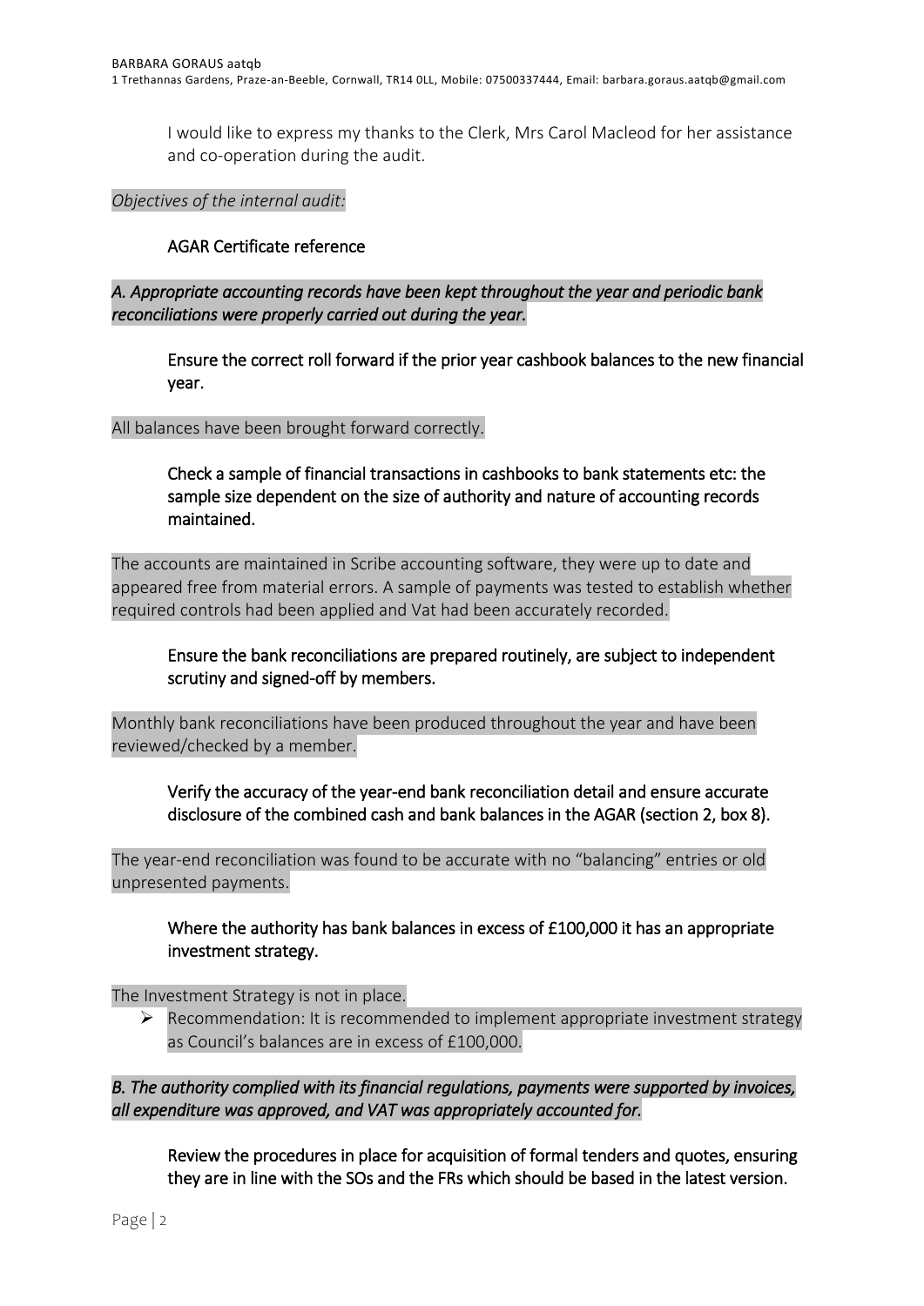I would like to express my thanks to the Clerk, Mrs Carol Macleod for her assistance and co-operation during the audit.

*Objectives of the internal audit:*

**AGAR Certificate reference**

***A. Appropriate accounting records have been kept throughout the year and periodic bank reconciliations were properly carried out during the year.***

**Ensure the correct roll forward if the prior year cashbook balances to the new financial year.**

All balances have been brought forward correctly.

**Check a sample of financial transactions in cashbooks to bank statements etc: the sample size dependent on the size of authority and nature of accounting records maintained.**

The accounts are maintained in Scribe accounting software, they were up to date and appeared free from material errors. A sample of payments was tested to establish whether required controls had been applied and Vat had been accurately recorded.

**Ensure the bank reconciliations are prepared routinely, are subject to independent scrutiny and signed-off by members.**

Monthly bank reconciliations have been produced throughout the year and have been reviewed/checked by a member.

**Verify the accuracy of the year-end bank reconciliation detail and ensure accurate disclosure of the combined cash and bank balances in the AGAR (section 2, box 8).**

The year-end reconciliation was found to be accurate with no "balancing" entries or old unpresented payments.

**Where the authority has bank balances in excess of £100,000 it has an appropriate investment strategy.**

The Investment Strategy is not in place.

- Recommendation: It is recommended to implement appropriate investment strategy as Council's balances are in excess of £100,000.

***B. The authority complied with its financial regulations, payments were supported by invoices, all expenditure was approved, and VAT was appropriately accounted for.***

**Review the procedures in place for acquisition of formal tenders and quotes, ensuring they are in line with the SOs and the FRs which should be based in the latest version.**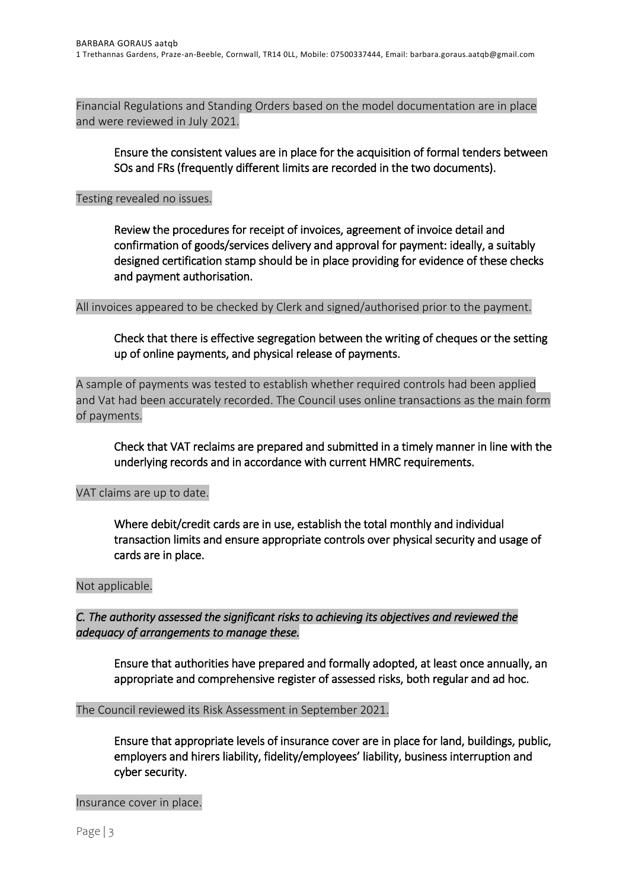Financial Regulations and Standing Orders based on the model documentation are in place and were reviewed in July 2021.

> Ensure the consistent values are in place for the acquisition of formal tenders between SOs and FRs (frequently different limits are recorded in the two documents).

Testing revealed no issues.

> Review the procedures for receipt of invoices, agreement of invoice detail and confirmation of goods/services delivery and approval for payment: ideally, a suitably designed certification stamp should be in place providing for evidence of these checks and payment authorisation.

All invoices appeared to be checked by Clerk and signed/authorised prior to the payment.

> Check that there is effective segregation between the writing of cheques or the setting up of online payments, and physical release of payments.

A sample of payments was tested to establish whether required controls had been applied and Vat had been accurately recorded. The Council uses online transactions as the main form of payments.

> Check that VAT reclaims are prepared and submitted in a timely manner in line with the underlying records and in accordance with current HMRC requirements.

VAT claims are up to date.

> Where debit/credit cards are in use, establish the total monthly and individual transaction limits and ensure appropriate controls over physical security and usage of cards are in place.

Not applicable.

*C. The authority assessed the significant risks to achieving its objectives and reviewed the adequacy of arrangements to manage these.*

> Ensure that authorities have prepared and formally adopted, at least once annually, an appropriate and comprehensive register of assessed risks, both regular and ad hoc.

The Council reviewed its Risk Assessment in September 2021.

> Ensure that appropriate levels of insurance cover are in place for land, buildings, public, employers and hirers liability, fidelity/employees' liability, business interruption and cyber security.

Insurance cover in place.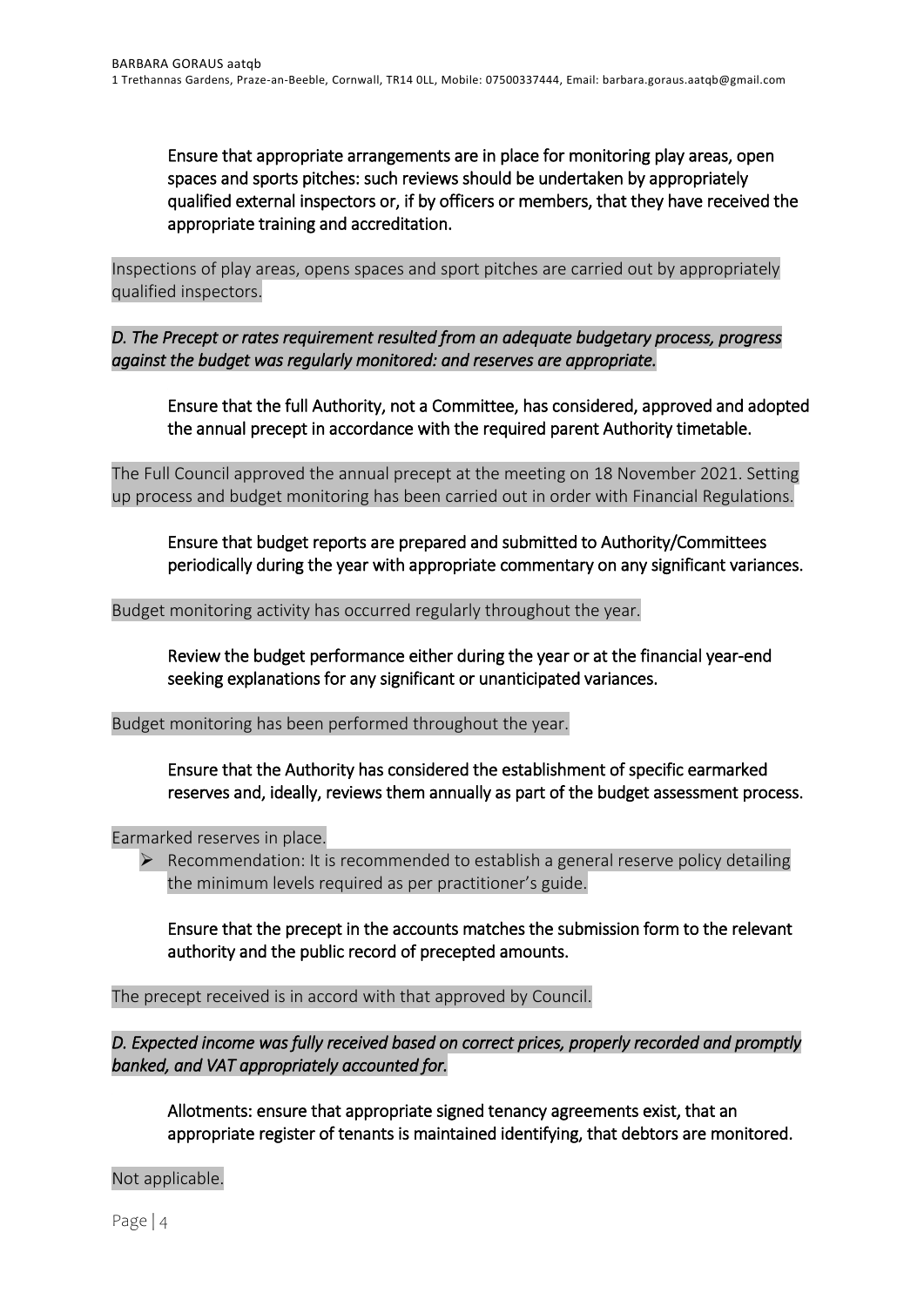**Ensure that appropriate arrangements are in place for monitoring play areas, open spaces and sports pitches: such reviews should be undertaken by appropriately qualified external inspectors or, if by officers or members, that they have received the appropriate training and accreditation.**

Inspections of play areas, opens spaces and sport pitches are carried out by appropriately qualified inspectors.

***D. The Precept or rates requirement resulted from an adequate budgetary process, progress against the budget was regularly monitored: and reserves are appropriate.***

**Ensure that the full Authority, not a Committee, has considered, approved and adopted the annual precept in accordance with the required parent Authority timetable.**

The Full Council approved the annual precept at the meeting on 18 November 2021. Setting up process and budget monitoring has been carried out in order with Financial Regulations.

**Ensure that budget reports are prepared and submitted to Authority/Committees periodically during the year with appropriate commentary on any significant variances.**

Budget monitoring activity has occurred regularly throughout the year.

**Review the budget performance either during the year or at the financial year-end seeking explanations for any significant or unanticipated variances.**

Budget monitoring has been performed throughout the year.

**Ensure that the Authority has considered the establishment of specific earmarked reserves and, ideally, reviews them annually as part of the budget assessment process.**

Earmarked reserves in place.

- Recommendation: It is recommended to establish a general reserve policy detailing the minimum levels required as per practitioner's guide.

**Ensure that the precept in the accounts matches the submission form to the relevant authority and the public record of precepted amounts.**

The precept received is in accord with that approved by Council.

***D. Expected income was fully received based on correct prices, properly recorded and promptly banked, and VAT appropriately accounted for.***

**Allotments: ensure that appropriate signed tenancy agreements exist, that an appropriate register of tenants is maintained identifying, that debtors are monitored.**

Not applicable.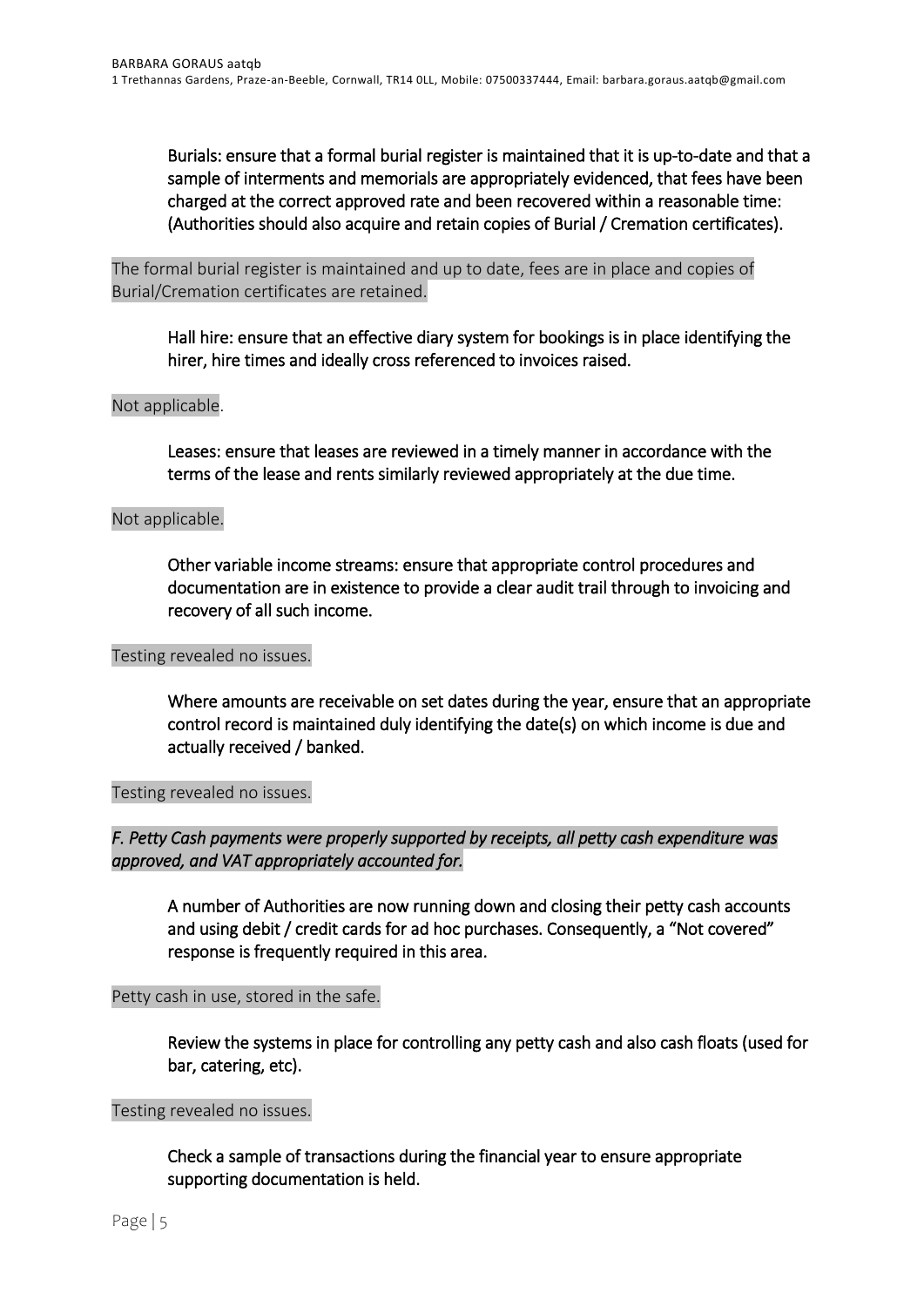Burials: ensure that a formal burial register is maintained that it is up-to-date and that a sample of interments and memorials are appropriately evidenced, that fees have been charged at the correct approved rate and been recovered within a reasonable time: (Authorities should also acquire and retain copies of Burial / Cremation certificates).

The formal burial register is maintained and up to date, fees are in place and copies of Burial/Cremation certificates are retained.

Hall hire: ensure that an effective diary system for bookings is in place identifying the hirer, hire times and ideally cross referenced to invoices raised.

Not applicable.

Leases: ensure that leases are reviewed in a timely manner in accordance with the terms of the lease and rents similarly reviewed appropriately at the due time.

Not applicable.

Other variable income streams: ensure that appropriate control procedures and documentation are in existence to provide a clear audit trail through to invoicing and recovery of all such income.

Testing revealed no issues.

Where amounts are receivable on set dates during the year, ensure that an appropriate control record is maintained duly identifying the date(s) on which income is due and actually received / banked.

Testing revealed no issues.

*F. Petty Cash payments were properly supported by receipts, all petty cash expenditure was approved, and VAT appropriately accounted for.*

A number of Authorities are now running down and closing their petty cash accounts and using debit / credit cards for ad hoc purchases. Consequently, a "Not covered" response is frequently required in this area.

Petty cash in use, stored in the safe.

Review the systems in place for controlling any petty cash and also cash floats (used for bar, catering, etc).

Testing revealed no issues.

Check a sample of transactions during the financial year to ensure appropriate supporting documentation is held.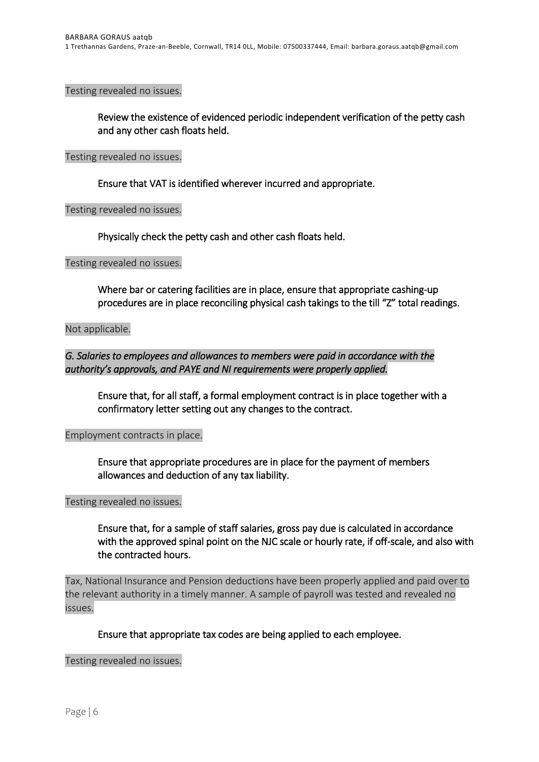Testing revealed no issues.

> Review the existence of evidenced periodic independent verification of the petty cash and any other cash floats held.

Testing revealed no issues.

> Ensure that VAT is identified wherever incurred and appropriate.

Testing revealed no issues.

> Physically check the petty cash and other cash floats held.

Testing revealed no issues.

> Where bar or catering facilities are in place, ensure that appropriate cashing-up procedures are in place reconciling physical cash takings to the till "Z" total readings.

Not applicable.

*G. Salaries to employees and allowances to members were paid in accordance with the authority's approvals, and PAYE and NI requirements were properly applied.*

> Ensure that, for all staff, a formal employment contract is in place together with a confirmatory letter setting out any changes to the contract.

Employment contracts in place.

> Ensure that appropriate procedures are in place for the payment of members allowances and deduction of any tax liability.

Testing revealed no issues.

> Ensure that, for a sample of staff salaries, gross pay due is calculated in accordance with the approved spinal point on the NJC scale or hourly rate, if off-scale, and also with the contracted hours.

Tax, National Insurance and Pension deductions have been properly applied and paid over to the relevant authority in a timely manner. A sample of payroll was tested and revealed no issues.

> Ensure that appropriate tax codes are being applied to each employee.

Testing revealed no issues.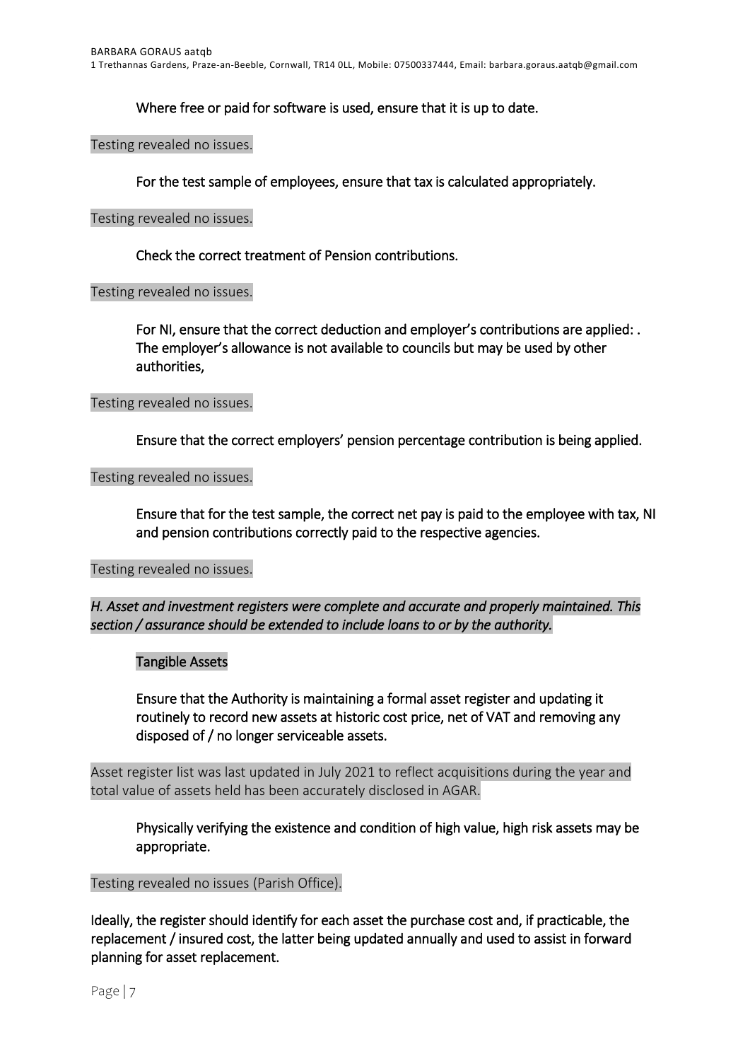Where free or paid for software is used, ensure that it is up to date.

Testing revealed no issues.

For the test sample of employees, ensure that tax is calculated appropriately.

Testing revealed no issues.

Check the correct treatment of Pension contributions.

Testing revealed no issues.

For NI, ensure that the correct deduction and employer's contributions are applied: . The employer's allowance is not available to councils but may be used by other authorities,

Testing revealed no issues.

Ensure that the correct employers' pension percentage contribution is being applied.

Testing revealed no issues.

Ensure that for the test sample, the correct net pay is paid to the employee with tax, NI and pension contributions correctly paid to the respective agencies.

Testing revealed no issues.

*H. Asset and investment registers were complete and accurate and properly maintained. This section / assurance should be extended to include loans to or by the authority.*

Tangible Assets

Ensure that the Authority is maintaining a formal asset register and updating it routinely to record new assets at historic cost price, net of VAT and removing any disposed of / no longer serviceable assets.

Asset register list was last updated in July 2021 to reflect acquisitions during the year and total value of assets held has been accurately disclosed in AGAR.

Physically verifying the existence and condition of high value, high risk assets may be appropriate.

Testing revealed no issues (Parish Office).

Ideally, the register should identify for each asset the purchase cost and, if practicable, the replacement / insured cost, the latter being updated annually and used to assist in forward planning for asset replacement.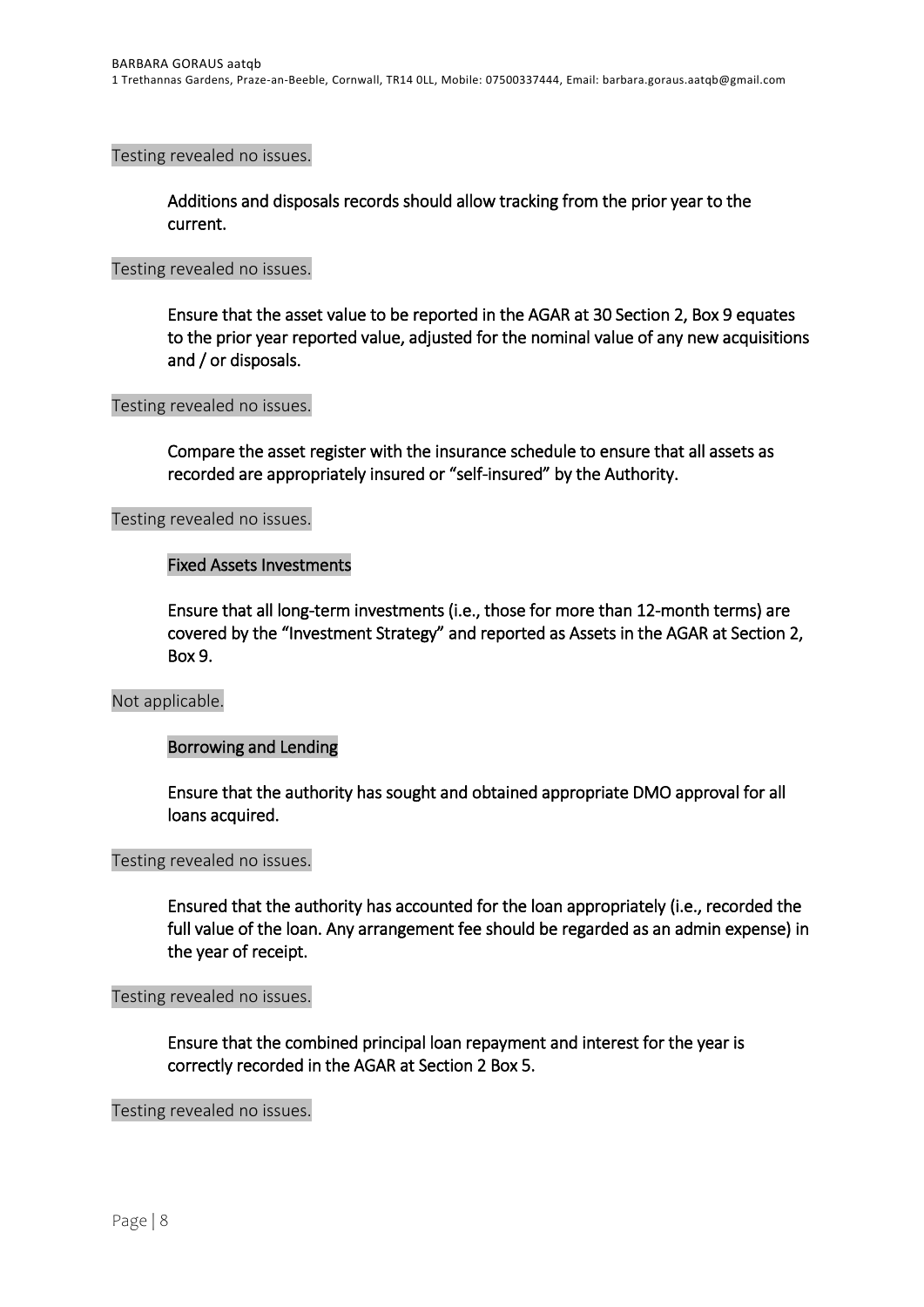Testing revealed no issues.

Additions and disposals records should allow tracking from the prior year to the current.

Testing revealed no issues.

Ensure that the asset value to be reported in the AGAR at 30 Section 2, Box 9 equates to the prior year reported value, adjusted for the nominal value of any new acquisitions and / or disposals.

Testing revealed no issues.

Compare the asset register with the insurance schedule to ensure that all assets as recorded are appropriately insured or "self-insured" by the Authority.

Testing revealed no issues.

Fixed Assets Investments

Ensure that all long-term investments (i.e., those for more than 12-month terms) are covered by the "Investment Strategy" and reported as Assets in the AGAR at Section 2, Box 9.

Not applicable.

Borrowing and Lending

Ensure that the authority has sought and obtained appropriate DMO approval for all loans acquired.

Testing revealed no issues.

Ensured that the authority has accounted for the loan appropriately (i.e., recorded the full value of the loan. Any arrangement fee should be regarded as an admin expense) in the year of receipt.

Testing revealed no issues.

Ensure that the combined principal loan repayment and interest for the year is correctly recorded in the AGAR at Section 2 Box 5.

Testing revealed no issues.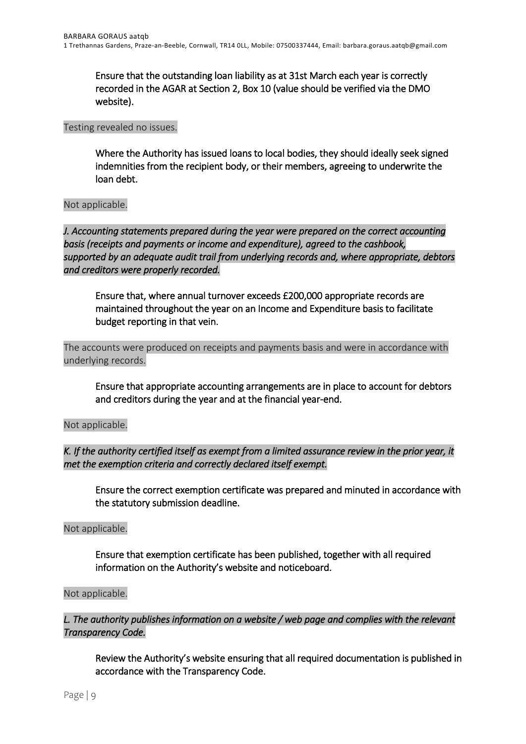Ensure that the outstanding loan liability as at 31st March each year is correctly recorded in the AGAR at Section 2, Box 10 (value should be verified via the DMO website).

Testing revealed no issues.

Where the Authority has issued loans to local bodies, they should ideally seek signed indemnities from the recipient body, or their members, agreeing to underwrite the loan debt.

Not applicable.

*J. Accounting statements prepared during the year were prepared on the correct accounting basis (receipts and payments or income and expenditure), agreed to the cashbook, supported by an adequate audit trail from underlying records and, where appropriate, debtors and creditors were properly recorded.*

Ensure that, where annual turnover exceeds £200,000 appropriate records are maintained throughout the year on an Income and Expenditure basis to facilitate budget reporting in that vein.

The accounts were produced on receipts and payments basis and were in accordance with underlying records.

Ensure that appropriate accounting arrangements are in place to account for debtors and creditors during the year and at the financial year-end.

Not applicable.

*K. If the authority certified itself as exempt from a limited assurance review in the prior year, it met the exemption criteria and correctly declared itself exempt.*

Ensure the correct exemption certificate was prepared and minuted in accordance with the statutory submission deadline.

Not applicable.

Ensure that exemption certificate has been published, together with all required information on the Authority's website and noticeboard.

Not applicable.

*L. The authority publishes information on a website / web page and complies with the relevant Transparency Code.*

Review the Authority's website ensuring that all required documentation is published in accordance with the Transparency Code.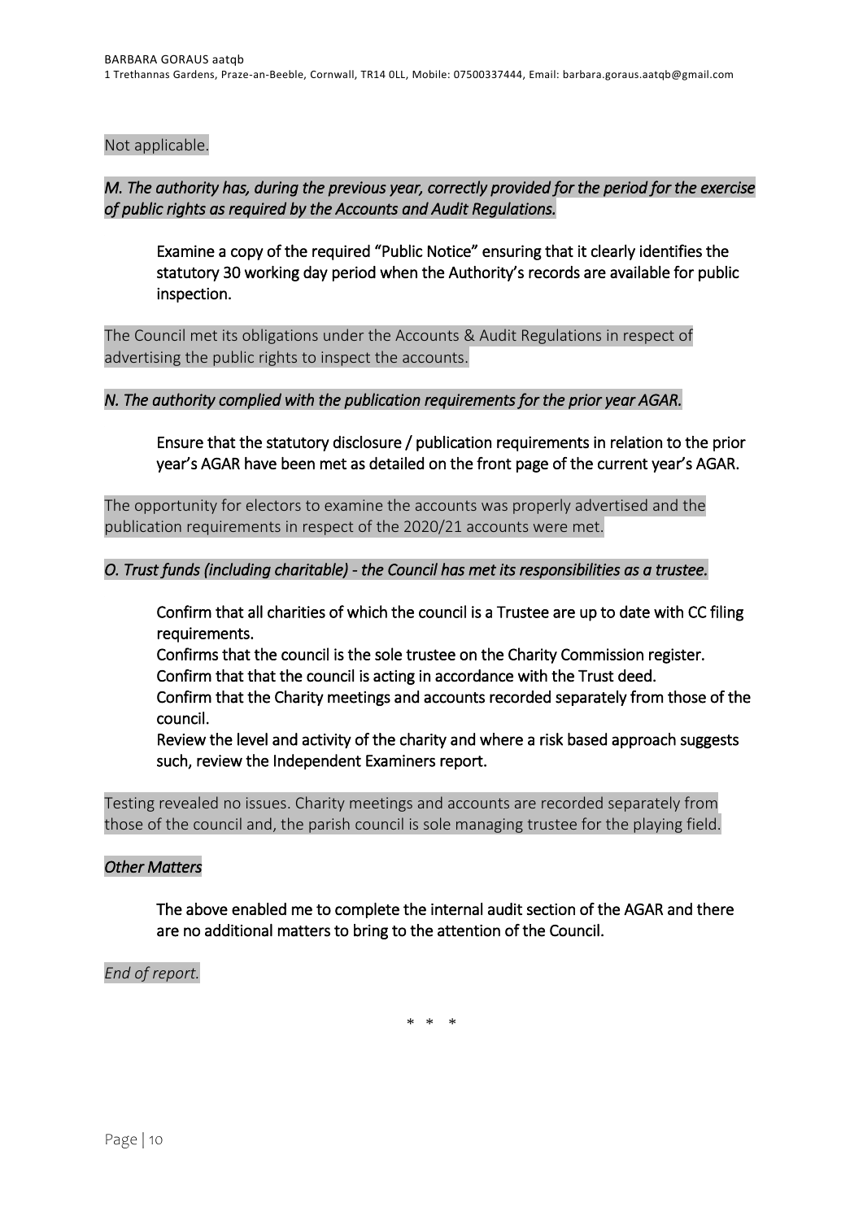Not applicable.

*M. The authority has, during the previous year, correctly provided for the period for the exercise of public rights as required by the Accounts and Audit Regulations.*

> Examine a copy of the required "Public Notice" ensuring that it clearly identifies the statutory 30 working day period when the Authority's records are available for public inspection.

The Council met its obligations under the Accounts & Audit Regulations in respect of advertising the public rights to inspect the accounts.

*N. The authority complied with the publication requirements for the prior year AGAR.*

> Ensure that the statutory disclosure / publication requirements in relation to the prior year's AGAR have been met as detailed on the front page of the current year's AGAR.

The opportunity for electors to examine the accounts was properly advertised and the publication requirements in respect of the 2020/21 accounts were met.

*O. Trust funds (including charitable) - the Council has met its responsibilities as a trustee.*

> Confirm that all charities of which the council is a Trustee are up to date with CC filing requirements.
> Confirms that the council is the sole trustee on the Charity Commission register.
> Confirm that that the council is acting in accordance with the Trust deed.
> Confirm that the Charity meetings and accounts recorded separately from those of the council.
> Review the level and activity of the charity and where a risk based approach suggests such, review the Independent Examiners report.

Testing revealed no issues. Charity meetings and accounts are recorded separately from those of the council and, the parish council is sole managing trustee for the playing field.

*Other Matters*

> The above enabled me to complete the internal audit section of the AGAR and there are no additional matters to bring to the attention of the Council.

*End of report.*

\* \* \*